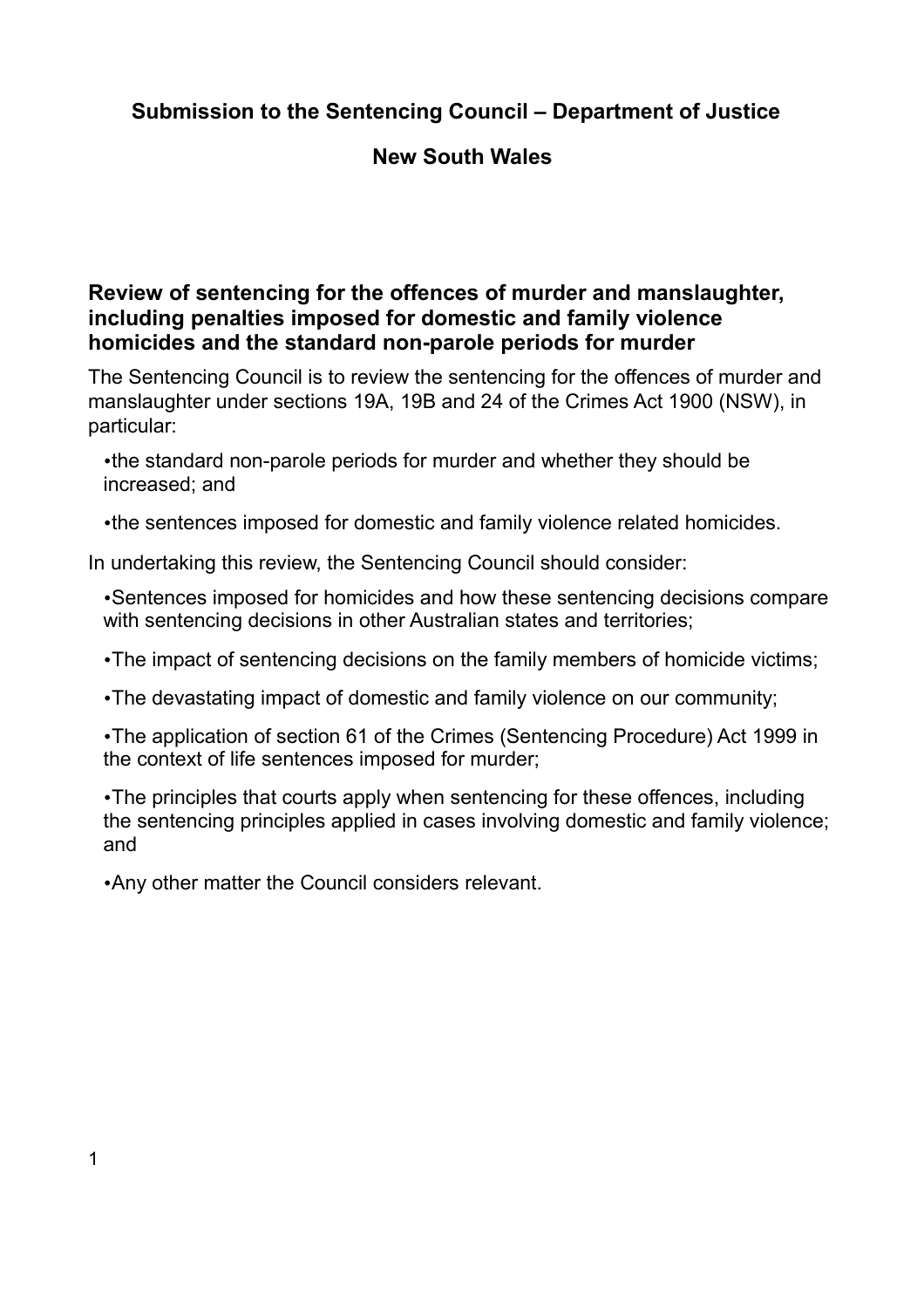**Submission to the Sentencing Council – Department of Justice**

**New South Wales**

## Review of sentencing for the offences of murder and manslaughter, including penalties imposed for domestic and family violence homicides and the standard non-parole periods for murder

The Sentencing Council is to review the sentencing for the offences of murder and manslaughter under sections 19A, 19B and 24 of the Crimes Act 1900 (NSW), in particular:

- the standard non-parole periods for murder and whether they should be increased; and
- the sentences imposed for domestic and family violence related homicides.

In undertaking this review, the Sentencing Council should consider:

- Sentences imposed for homicides and how these sentencing decisions compare with sentencing decisions in other Australian states and territories;
- The impact of sentencing decisions on the family members of homicide victims;
- The devastating impact of domestic and family violence on our community;
- The application of section 61 of the Crimes (Sentencing Procedure) Act 1999 in the context of life sentences imposed for murder;
- The principles that courts apply when sentencing for these offences, including the sentencing principles applied in cases involving domestic and family violence; and
- Any other matter the Council considers relevant.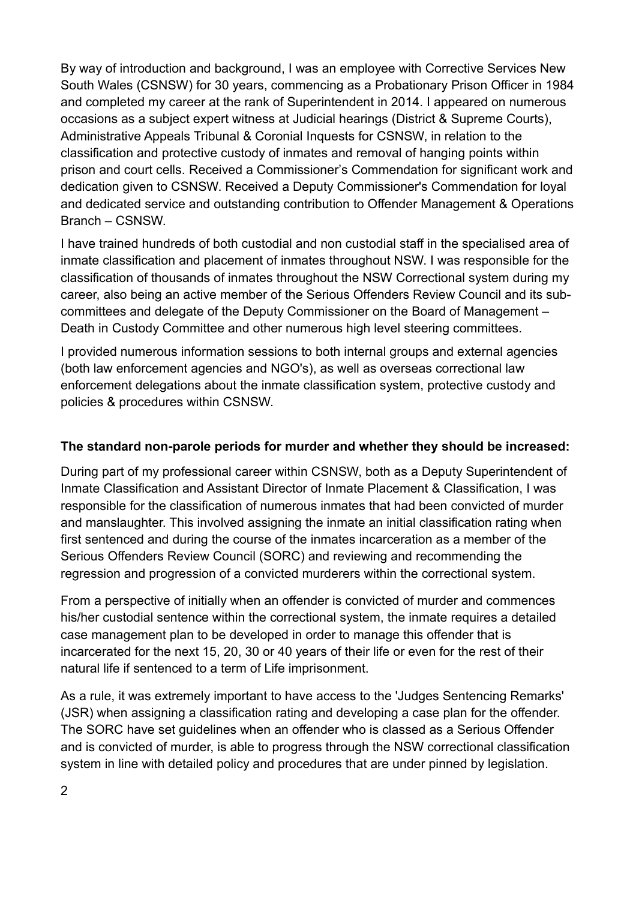By way of introduction and background, I was an employee with Corrective Services New South Wales (CSNSW) for 30 years, commencing as a Probationary Prison Officer in 1984 and completed my career at the rank of Superintendent in 2014. I appeared on numerous occasions as a subject expert witness at Judicial hearings (District & Supreme Courts), Administrative Appeals Tribunal & Coronial Inquests for CSNSW, in relation to the classification and protective custody of inmates and removal of hanging points within prison and court cells. Received a Commissioner's Commendation for significant work and dedication given to CSNSW. Received a Deputy Commissioner's Commendation for loyal and dedicated service and outstanding contribution to Offender Management & Operations Branch – CSNSW.

I have trained hundreds of both custodial and non custodial staff in the specialised area of inmate classification and placement of inmates throughout NSW. I was responsible for the classification of thousands of inmates throughout the NSW Correctional system during my career, also being an active member of the Serious Offenders Review Council and its sub-committees and delegate of the Deputy Commissioner on the Board of Management – Death in Custody Committee and other numerous high level steering committees.

I provided numerous information sessions to both internal groups and external agencies (both law enforcement agencies and NGO's), as well as overseas correctional law enforcement delegations about the inmate classification system, protective custody and policies & procedures within CSNSW.

**The standard non-parole periods for murder and whether they should be increased:**

During part of my professional career within CSNSW, both as a Deputy Superintendent of Inmate Classification and Assistant Director of Inmate Placement & Classification, I was responsible for the classification of numerous inmates that had been convicted of murder and manslaughter. This involved assigning the inmate an initial classification rating when first sentenced and during the course of the inmates incarceration as a member of the Serious Offenders Review Council (SORC) and reviewing and recommending the regression and progression of a convicted murderers within the correctional system.

From a perspective of initially when an offender is convicted of murder and commences his/her custodial sentence within the correctional system, the inmate requires a detailed case management plan to be developed in order to manage this offender that is incarcerated for the next 15, 20, 30 or 40 years of their life or even for the rest of their natural life if sentenced to a term of Life imprisonment.

As a rule, it was extremely important to have access to the 'Judges Sentencing Remarks' (JSR) when assigning a classification rating and developing a case plan for the offender. The SORC have set guidelines when an offender who is classed as a Serious Offender and is convicted of murder, is able to progress through the NSW correctional classification system in line with detailed policy and procedures that are under pinned by legislation.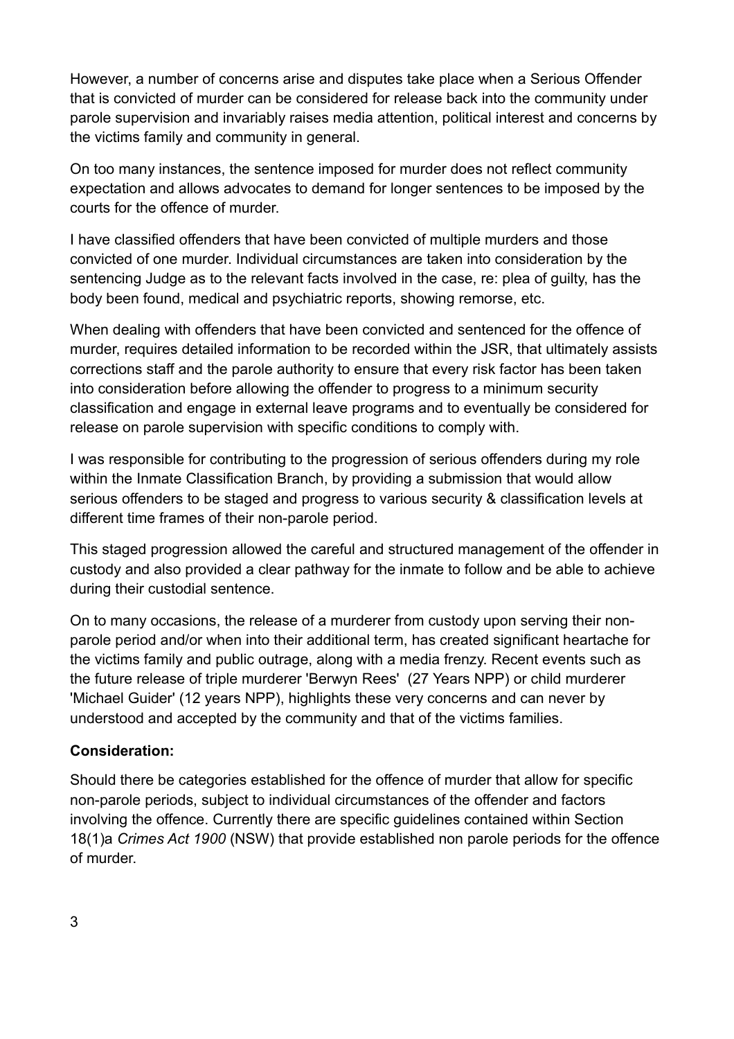However, a number of concerns arise and disputes take place when a Serious Offender that is convicted of murder can be considered for release back into the community under parole supervision and invariably raises media attention, political interest and concerns by the victims family and community in general.

On too many instances, the sentence imposed for murder does not reflect community expectation and allows advocates to demand for longer sentences to be imposed by the courts for the offence of murder.

I have classified offenders that have been convicted of multiple murders and those convicted of one murder. Individual circumstances are taken into consideration by the sentencing Judge as to the relevant facts involved in the case, re: plea of guilty, has the body been found, medical and psychiatric reports, showing remorse, etc.

When dealing with offenders that have been convicted and sentenced for the offence of murder, requires detailed information to be recorded within the JSR, that ultimately assists corrections staff and the parole authority to ensure that every risk factor has been taken into consideration before allowing the offender to progress to a minimum security classification and engage in external leave programs and to eventually be considered for release on parole supervision with specific conditions to comply with.

I was responsible for contributing to the progression of serious offenders during my role within the Inmate Classification Branch, by providing a submission that would allow serious offenders to be staged and progress to various security & classification levels at different time frames of their non-parole period.

This staged progression allowed the careful and structured management of the offender in custody and also provided a clear pathway for the inmate to follow and be able to achieve during their custodial sentence.

On to many occasions, the release of a murderer from custody upon serving their non-parole period and/or when into their additional term, has created significant heartache for the victims family and public outrage, along with a media frenzy. Recent events such as the future release of triple murderer 'Berwyn Rees' (27 Years NPP) or child murderer 'Michael Guider' (12 years NPP), highlights these very concerns and can never by understood and accepted by the community and that of the victims families.

**Consideration:**

Should there be categories established for the offence of murder that allow for specific non-parole periods, subject to individual circumstances of the offender and factors involving the offence. Currently there are specific guidelines contained within Section 18(1)a *Crimes Act 1900* (NSW) that provide established non parole periods for the offence of murder.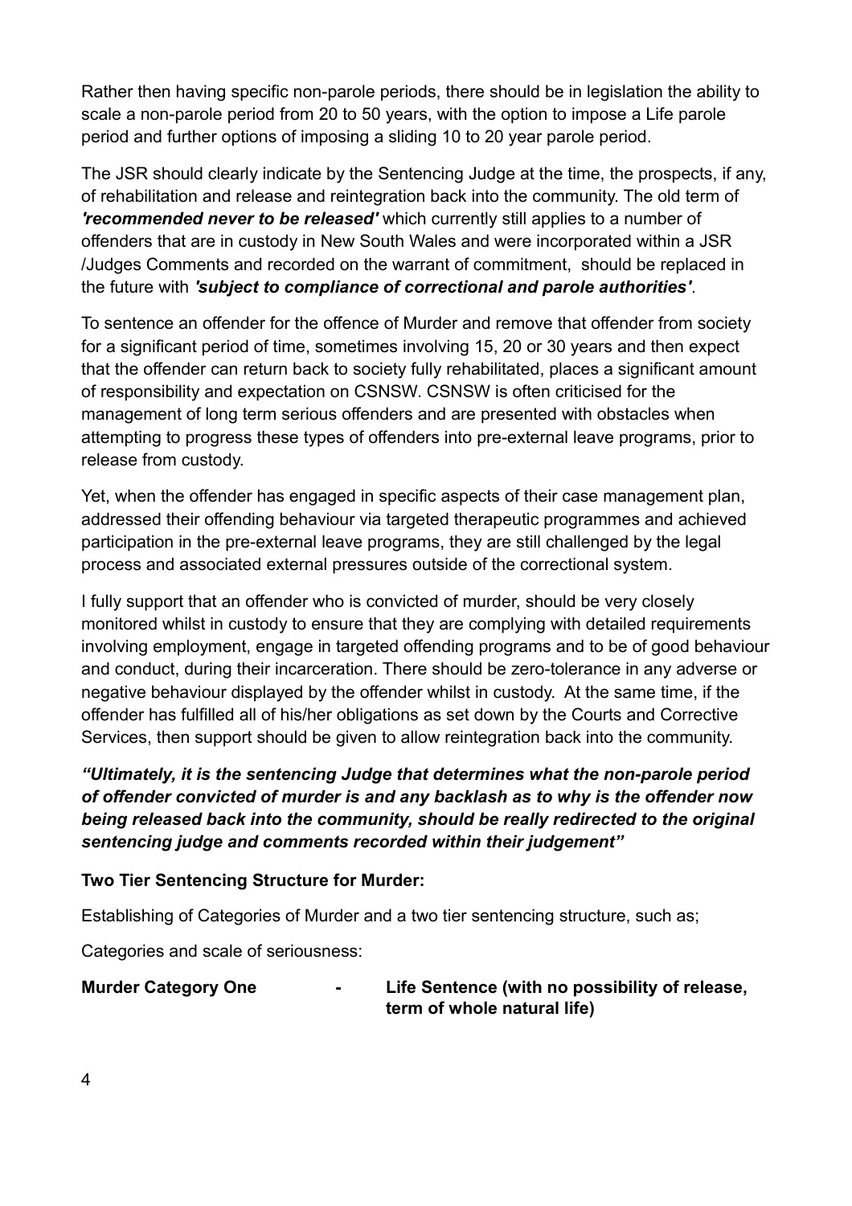Rather then having specific non-parole periods, there should be in legislation the ability to scale a non-parole period from 20 to 50 years, with the option to impose a Life parole period and further options of imposing a sliding 10 to 20 year parole period.

The JSR should clearly indicate by the Sentencing Judge at the time, the prospects, if any, of rehabilitation and release and reintegration back into the community. The old term of ***'recommended never to be released'*** which currently still applies to a number of offenders that are in custody in New South Wales and were incorporated within a JSR /Judges Comments and recorded on the warrant of commitment, should be replaced in the future with ***'subject to compliance of correctional and parole authorities'***.

To sentence an offender for the offence of Murder and remove that offender from society for a significant period of time, sometimes involving 15, 20 or 30 years and then expect that the offender can return back to society fully rehabilitated, places a significant amount of responsibility and expectation on CSNSW. CSNSW is often criticised for the management of long term serious offenders and are presented with obstacles when attempting to progress these types of offenders into pre-external leave programs, prior to release from custody.

Yet, when the offender has engaged in specific aspects of their case management plan, addressed their offending behaviour via targeted therapeutic programmes and achieved participation in the pre-external leave programs, they are still challenged by the legal process and associated external pressures outside of the correctional system.

I fully support that an offender who is convicted of murder, should be very closely monitored whilst in custody to ensure that they are complying with detailed requirements involving employment, engage in targeted offending programs and to be of good behaviour and conduct, during their incarceration. There should be zero-tolerance in any adverse or negative behaviour displayed by the offender whilst in custody. At the same time, if the offender has fulfilled all of his/her obligations as set down by the Courts and Corrective Services, then support should be given to allow reintegration back into the community.

***"Ultimately, it is the sentencing Judge that determines what the non-parole period of offender convicted of murder is and any backlash as to why is the offender now being released back into the community, should be really redirected to the original sentencing judge and comments recorded within their judgement"***

**Two Tier Sentencing Structure for Murder:**

Establishing of Categories of Murder and a two tier sentencing structure, such as;

Categories and scale of seriousness:

**Murder Category One - Life Sentence (with no possibility of release, term of whole natural life)**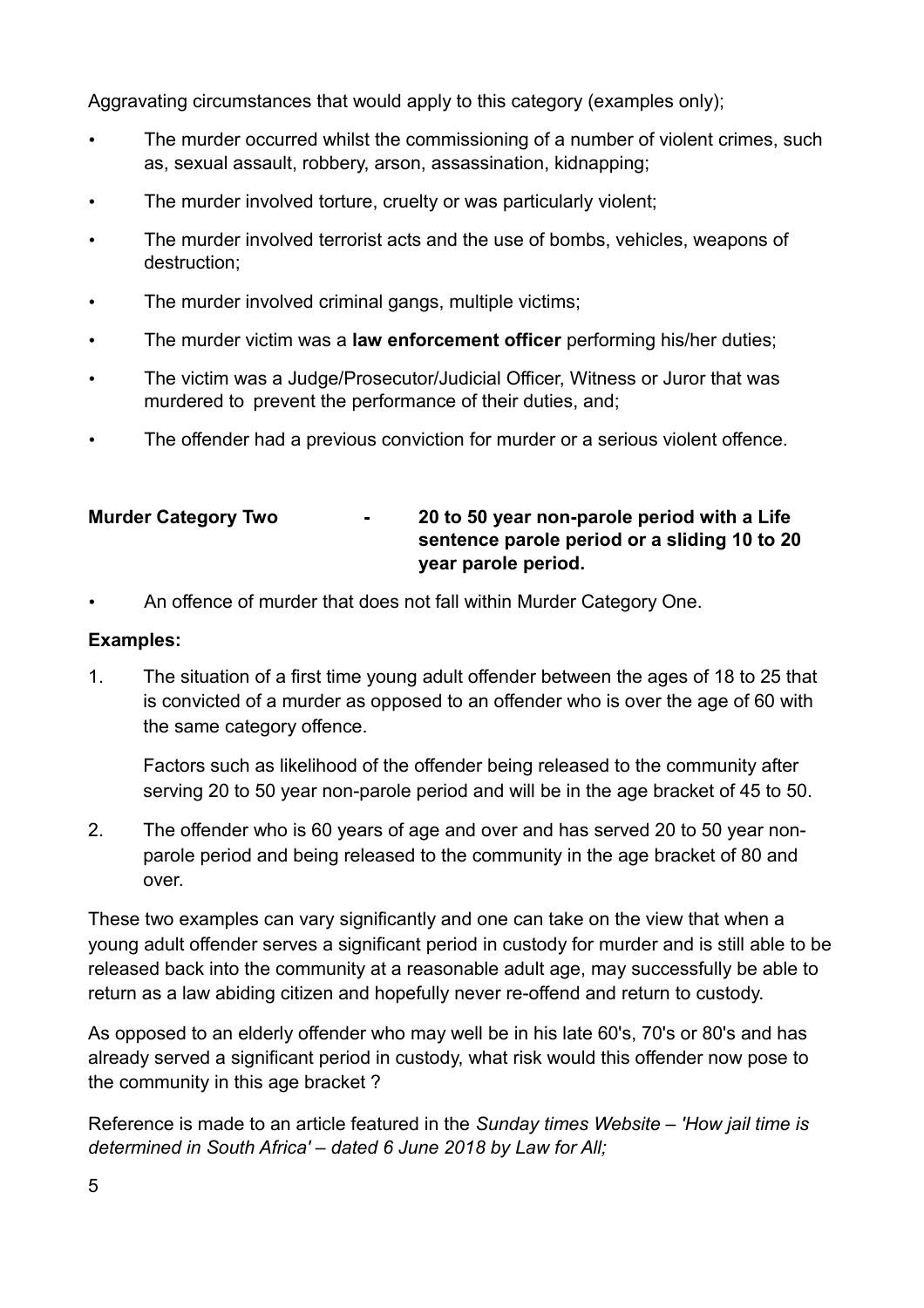Aggravating circumstances that would apply to this category (examples only);

- The murder occurred whilst the commissioning of a number of violent crimes, such as, sexual assault, robbery, arson, assassination, kidnapping;
- The murder involved torture, cruelty or was particularly violent;
- The murder involved terrorist acts and the use of bombs, vehicles, weapons of destruction;
- The murder involved criminal gangs, multiple victims;
- The murder victim was a **law enforcement officer** performing his/her duties;
- The victim was a Judge/Prosecutor/Judicial Officer, Witness or Juror that was murdered to prevent the performance of their duties, and;
- The offender had a previous conviction for murder or a serious violent offence.

**Murder Category Two - 20 to 50 year non-parole period with a Life sentence parole period or a sliding 10 to 20 year parole period.**

- An offence of murder that does not fall within Murder Category One.

**Examples:**

1. The situation of a first time young adult offender between the ages of 18 to 25 that is convicted of a murder as opposed to an offender who is over the age of 60 with the same category offence.

   Factors such as likelihood of the offender being released to the community after serving 20 to 50 year non-parole period and will be in the age bracket of 45 to 50.

2. The offender who is 60 years of age and over and has served 20 to 50 year non-parole period and being released to the community in the age bracket of 80 and over.

These two examples can vary significantly and one can take on the view that when a young adult offender serves a significant period in custody for murder and is still able to be released back into the community at a reasonable adult age, may successfully be able to return as a law abiding citizen and hopefully never re-offend and return to custody.

As opposed to an elderly offender who may well be in his late 60's, 70's or 80's and has already served a significant period in custody, what risk would this offender now pose to the community in this age bracket ?

Reference is made to an article featured in the *Sunday times Website – 'How jail time is determined in South Africa' – dated 6 June 2018 by Law for All;*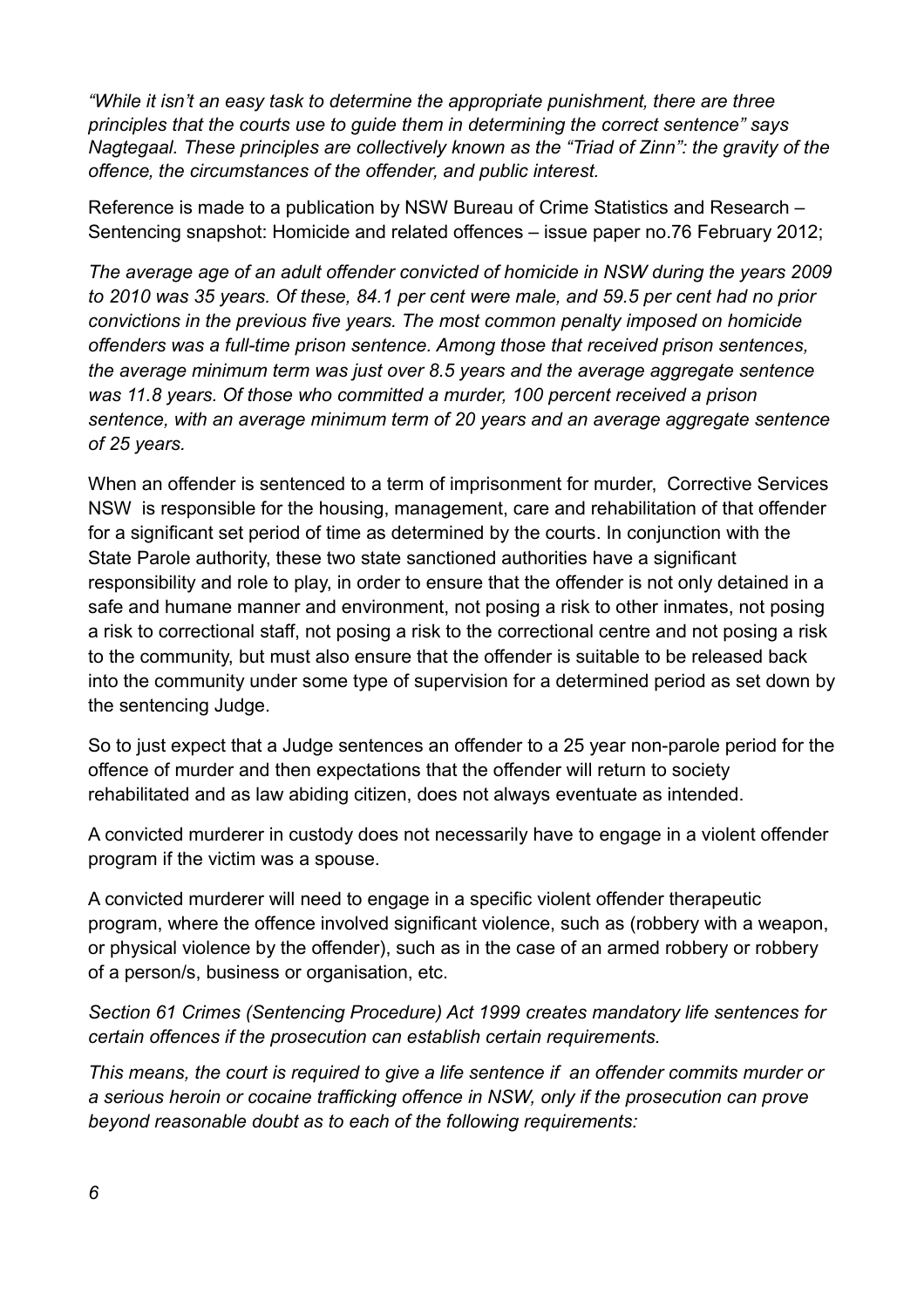*“While it isn’t an easy task to determine the appropriate punishment, there are three principles that the courts use to guide them in determining the correct sentence” says Nagtegaal. These principles are collectively known as the “Triad of Zinn”: the gravity of the offence, the circumstances of the offender, and public interest.*

Reference is made to a publication by NSW Bureau of Crime Statistics and Research – Sentencing snapshot: Homicide and related offences – issue paper no.76 February 2012;

*The average age of an adult offender convicted of homicide in NSW during the years 2009 to 2010 was 35 years. Of these, 84.1 per cent were male, and 59.5 per cent had no prior convictions in the previous five years. The most common penalty imposed on homicide offenders was a full-time prison sentence. Among those that received prison sentences, the average minimum term was just over 8.5 years and the average aggregate sentence was 11.8 years. Of those who committed a murder, 100 percent received a prison sentence, with an average minimum term of 20 years and an average aggregate sentence of 25 years.*

When an offender is sentenced to a term of imprisonment for murder, Corrective Services NSW is responsible for the housing, management, care and rehabilitation of that offender for a significant set period of time as determined by the courts. In conjunction with the State Parole authority, these two state sanctioned authorities have a significant responsibility and role to play, in order to ensure that the offender is not only detained in a safe and humane manner and environment, not posing a risk to other inmates, not posing a risk to correctional staff, not posing a risk to the correctional centre and not posing a risk to the community, but must also ensure that the offender is suitable to be released back into the community under some type of supervision for a determined period as set down by the sentencing Judge.

So to just expect that a Judge sentences an offender to a 25 year non-parole period for the offence of murder and then expectations that the offender will return to society rehabilitated and as law abiding citizen, does not always eventuate as intended.

A convicted murderer in custody does not necessarily have to engage in a violent offender program if the victim was a spouse.

A convicted murderer will need to engage in a specific violent offender therapeutic program, where the offence involved significant violence, such as (robbery with a weapon, or physical violence by the offender), such as in the case of an armed robbery or robbery of a person/s, business or organisation, etc.

*Section 61 Crimes (Sentencing Procedure) Act 1999 creates mandatory life sentences for certain offences if the prosecution can establish certain requirements.*

*This means, the court is required to give a life sentence if an offender commits murder or a serious heroin or cocaine trafficking offence in NSW, only if the prosecution can prove beyond reasonable doubt as to each of the following requirements:*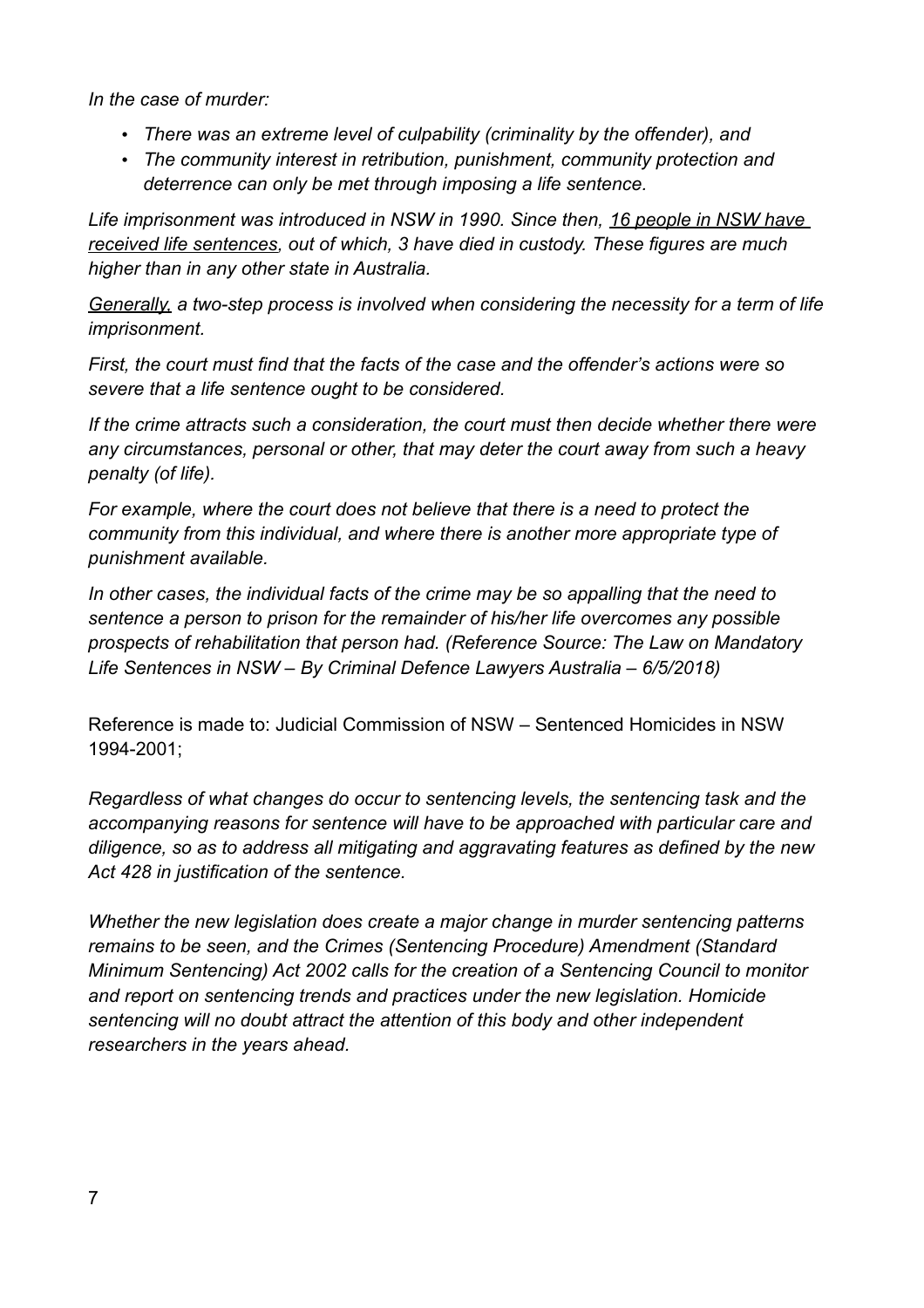*In the case of murder:*

- *There was an extreme level of culpability (criminality by the offender), and*
- *The community interest in retribution, punishment, community protection and deterrence can only be met through imposing a life sentence.*

*Life imprisonment was introduced in NSW in 1990. Since then, <u>16 people in NSW have received life sentences</u>, out of which, 3 have died in custody. These figures are much higher than in any other state in Australia.*

*<u>Generally</u>, a two-step process is involved when considering the necessity for a term of life imprisonment.*

*First, the court must find that the facts of the case and the offender's actions were so severe that a life sentence ought to be considered.*

*If the crime attracts such a consideration, the court must then decide whether there were any circumstances, personal or other, that may deter the court away from such a heavy penalty (of life).*

*For example, where the court does not believe that there is a need to protect the community from this individual, and where there is another more appropriate type of punishment available.*

*In other cases, the individual facts of the crime may be so appalling that the need to sentence a person to prison for the remainder of his/her life overcomes any possible prospects of rehabilitation that person had. (Reference Source: The Law on Mandatory Life Sentences in NSW – By Criminal Defence Lawyers Australia – 6/5/2018)*

Reference is made to: Judicial Commission of NSW – Sentenced Homicides in NSW 1994-2001;

*Regardless of what changes do occur to sentencing levels, the sentencing task and the accompanying reasons for sentence will have to be approached with particular care and diligence, so as to address all mitigating and aggravating features as defined by the new Act 428 in justification of the sentence.*

*Whether the new legislation does create a major change in murder sentencing patterns remains to be seen, and the Crimes (Sentencing Procedure) Amendment (Standard Minimum Sentencing) Act 2002 calls for the creation of a Sentencing Council to monitor and report on sentencing trends and practices under the new legislation. Homicide sentencing will no doubt attract the attention of this body and other independent researchers in the years ahead.*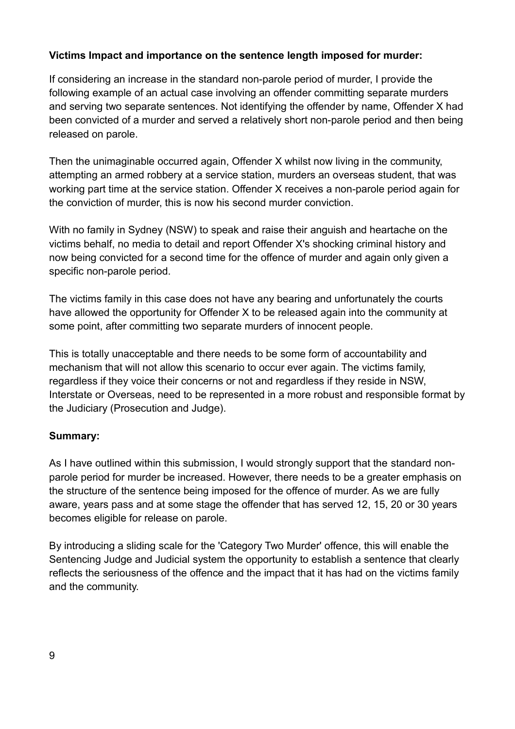**Victims Impact and importance on the sentence length imposed for murder:**

If considering an increase in the standard non-parole period of murder, I provide the following example of an actual case involving an offender committing separate murders and serving two separate sentences. Not identifying the offender by name, Offender X had been convicted of a murder and served a relatively short non-parole period and then being released on parole.

Then the unimaginable occurred again, Offender X whilst now living in the community, attempting an armed robbery at a service station, murders an overseas student, that was working part time at the service station. Offender X receives a non-parole period again for the conviction of murder, this is now his second murder conviction.

With no family in Sydney (NSW) to speak and raise their anguish and heartache on the victims behalf, no media to detail and report Offender X's shocking criminal history and now being convicted for a second time for the offence of murder and again only given a specific non-parole period.

The victims family in this case does not have any bearing and unfortunately the courts have allowed the opportunity for Offender X to be released again into the community at some point, after committing two separate murders of innocent people.

This is totally unacceptable and there needs to be some form of accountability and mechanism that will not allow this scenario to occur ever again. The victims family, regardless if they voice their concerns or not and regardless if they reside in NSW, Interstate or Overseas, need to be represented in a more robust and responsible format by the Judiciary (Prosecution and Judge).

**Summary:**

As I have outlined within this submission, I would strongly support that the standard non-parole period for murder be increased. However, there needs to be a greater emphasis on the structure of the sentence being imposed for the offence of murder. As we are fully aware, years pass and at some stage the offender that has served 12, 15, 20 or 30 years becomes eligible for release on parole.

By introducing a sliding scale for the 'Category Two Murder' offence, this will enable the Sentencing Judge and Judicial system the opportunity to establish a sentence that clearly reflects the seriousness of the offence and the impact that it has had on the victims family and the community.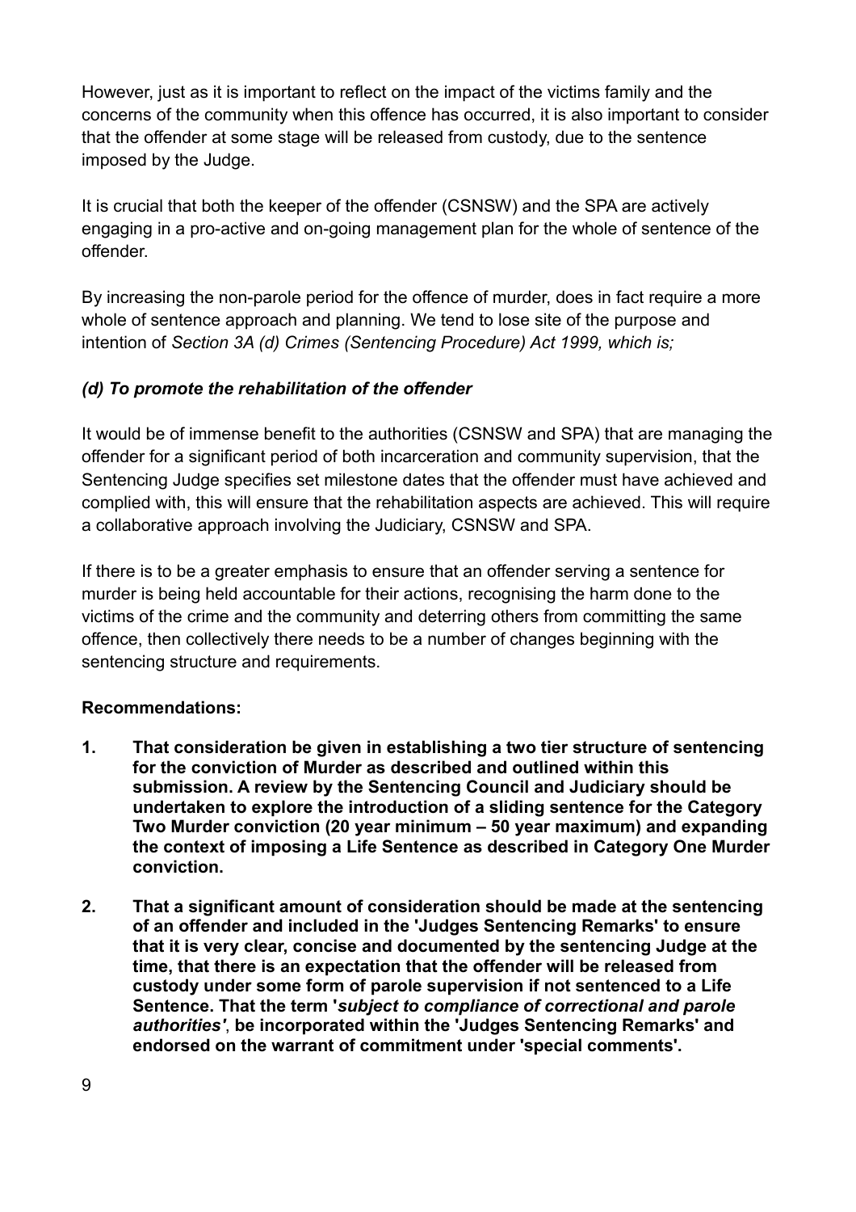However, just as it is important to reflect on the impact of the victims family and the concerns of the community when this offence has occurred, it is also important to consider that the offender at some stage will be released from custody, due to the sentence imposed by the Judge.

It is crucial that both the keeper of the offender (CSNSW) and the SPA are actively engaging in a pro-active and on-going management plan for the whole of sentence of the offender.

By increasing the non-parole period for the offence of murder, does in fact require a more whole of sentence approach and planning. We tend to lose site of the purpose and intention of *Section 3A (d) Crimes (Sentencing Procedure) Act 1999, which is;*

***(d) To promote the rehabilitation of the offender***

It would be of immense benefit to the authorities (CSNSW and SPA) that are managing the offender for a significant period of both incarceration and community supervision, that the Sentencing Judge specifies set milestone dates that the offender must have achieved and complied with, this will ensure that the rehabilitation aspects are achieved. This will require a collaborative approach involving the Judiciary, CSNSW and SPA.

If there is to be a greater emphasis to ensure that an offender serving a sentence for murder is being held accountable for their actions, recognising the harm done to the victims of the crime and the community and deterring others from committing the same offence, then collectively there needs to be a number of changes beginning with the sentencing structure and requirements.

**Recommendations:**

1. **That consideration be given in establishing a two tier structure of sentencing for the conviction of Murder as described and outlined within this submission. A review by the Sentencing Council and Judiciary should be undertaken to explore the introduction of a sliding sentence for the Category Two Murder conviction (20 year minimum – 50 year maximum) and expanding the context of imposing a Life Sentence as described in Category One Murder conviction.**

2. **That a significant amount of consideration should be made at the sentencing of an offender and included in the 'Judges Sentencing Remarks' to ensure that it is very clear, concise and documented by the sentencing Judge at the time, that there is an expectation that the offender will be released from custody under some form of parole supervision if not sentenced to a Life Sentence. That the term '*subject to compliance of correctional and parole authorities*', be incorporated within the 'Judges Sentencing Remarks' and endorsed on the warrant of commitment under 'special comments'.**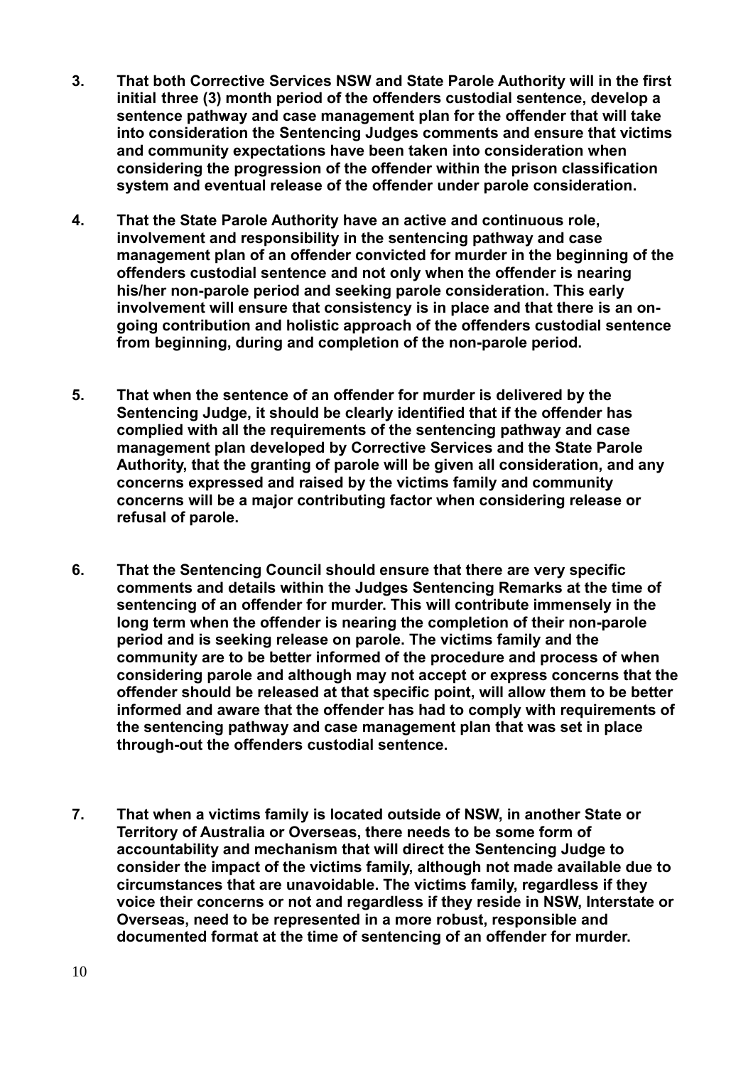3. **That both Corrective Services NSW and State Parole Authority will in the first initial three (3) month period of the offenders custodial sentence, develop a sentence pathway and case management plan for the offender that will take into consideration the Sentencing Judges comments and ensure that victims and community expectations have been taken into consideration when considering the progression of the offender within the prison classification system and eventual release of the offender under parole consideration.**

4. **That the State Parole Authority have an active and continuous role, involvement and responsibility in the sentencing pathway and case management plan of an offender convicted for murder in the beginning of the offenders custodial sentence and not only when the offender is nearing his/her non-parole period and seeking parole consideration. This early involvement will ensure that consistency is in place and that there is an on-going contribution and holistic approach of the offenders custodial sentence from beginning, during and completion of the non-parole period.**

5. **That when the sentence of an offender for murder is delivered by the Sentencing Judge, it should be clearly identified that if the offender has complied with all the requirements of the sentencing pathway and case management plan developed by Corrective Services and the State Parole Authority, that the granting of parole will be given all consideration, and any concerns expressed and raised by the victims family and community concerns will be a major contributing factor when considering release or refusal of parole.**

6. **That the Sentencing Council should ensure that there are very specific comments and details within the Judges Sentencing Remarks at the time of sentencing of an offender for murder. This will contribute immensely in the long term when the offender is nearing the completion of their non-parole period and is seeking release on parole. The victims family and the community are to be better informed of the procedure and process of when considering parole and although may not accept or express concerns that the offender should be released at that specific point, will allow them to be better informed and aware that the offender has had to comply with requirements of the sentencing pathway and case management plan that was set in place through-out the offenders custodial sentence.**

7. **That when a victims family is located outside of NSW, in another State or Territory of Australia or Overseas, there needs to be some form of accountability and mechanism that will direct the Sentencing Judge to consider the impact of the victims family, although not made available due to circumstances that are unavoidable. The victims family, regardless if they voice their concerns or not and regardless if they reside in NSW, Interstate or Overseas, need to be represented in a more robust, responsible and documented format at the time of sentencing of an offender for murder.**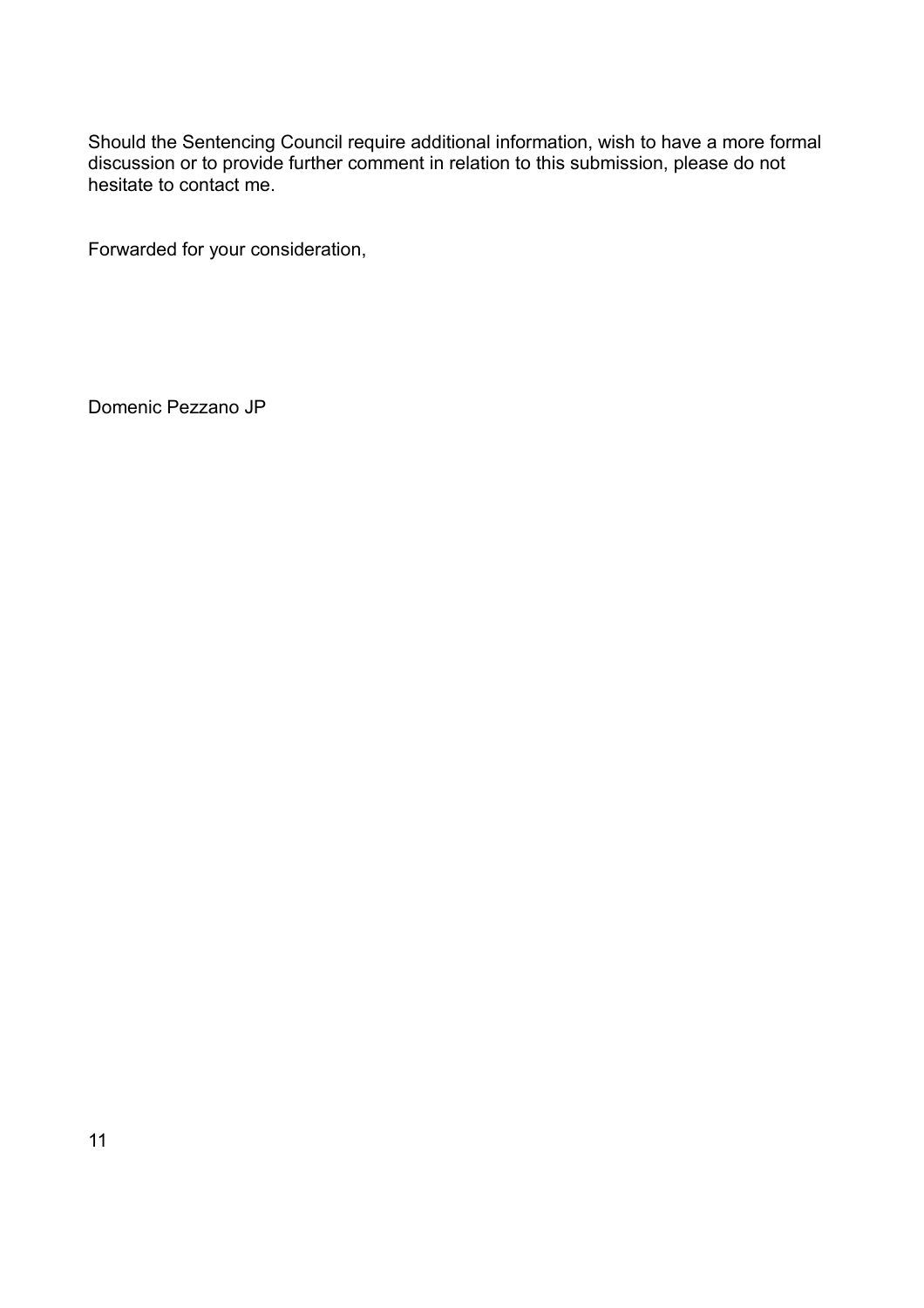Should the Sentencing Council require additional information, wish to have a more formal discussion or to provide further comment in relation to this submission, please do not hesitate to contact me.

Forwarded for your consideration,

Domenic Pezzano JP